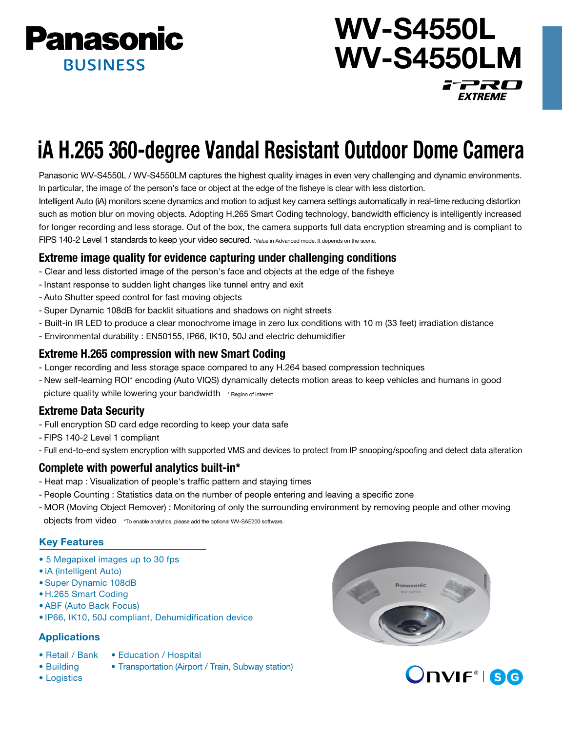Panasonic BUSINESS

# WV-S4550L
# WV-S4550LM

i-PRO EXTREME

# iA H.265 360-degree Vandal Resistant Outdoor Dome Camera

Panasonic WV-S4550L / WV-S4550LM captures the highest quality images in even very challenging and dynamic environments. In particular, the image of the person's face or object at the edge of the fisheye is clear with less distortion.
Intelligent Auto (iA) monitors scene dynamics and motion to adjust key camera settings automatically in real-time reducing distortion such as motion blur on moving objects. Adopting H.265 Smart Coding technology, bandwidth efficiency is intelligently increased for longer recording and less storage. Out of the box, the camera supports full data encryption streaming and is compliant to FIPS 140-2 Level 1 standards to keep your video secured. *Value in Advanced mode. It depends on the scene.

## Extreme image quality for evidence capturing under challenging conditions

- Clear and less distorted image of the person's face and objects at the edge of the fisheye
- Instant response to sudden light changes like tunnel entry and exit
- Auto Shutter speed control for fast moving objects
- Super Dynamic 108dB for backlit situations and shadows on night streets
- Built-in IR LED to produce a clear monochrome image in zero lux conditions with 10 m (33 feet) irradiation distance
- Environmental durability : EN50155, IP66, IK10, 50J and electric dehumidifier

## Extreme H.265 compression with new Smart Coding

- Longer recording and less storage space compared to any H.264 based compression techniques
- New self-learning ROI* encoding (Auto VIQS) dynamically detects motion areas to keep vehicles and humans in good picture quality while lowering your bandwidth * Region of Interest

## Extreme Data Security

- Full encryption SD card edge recording to keep your data safe
- FIPS 140-2 Level 1 compliant
- Full end-to-end system encryption with supported VMS and devices to protect from IP snooping/spoofing and detect data alteration

## Complete with powerful analytics built-in*

- Heat map : Visualization of people's traffic pattern and staying times
- People Counting : Statistics data on the number of people entering and leaving a specific zone
- MOR (Moving Object Remover) : Monitoring of only the surrounding environment by removing people and other moving objects from video *To enable analytics, please add the optional WV-SAE200 software.

### Key Features

- 5 Megapixel images up to 30 fps
- iA (intelligent Auto)
- Super Dynamic 108dB
- H.265 Smart Coding
- ABF (Auto Back Focus)
- IP66, IK10, 50J compliant, Dehumidification device

### Applications

- Retail / Bank
- Building
- Logistics
- Education / Hospital
- Transportation (Airport / Train, Subway station)

ONVIF® | SG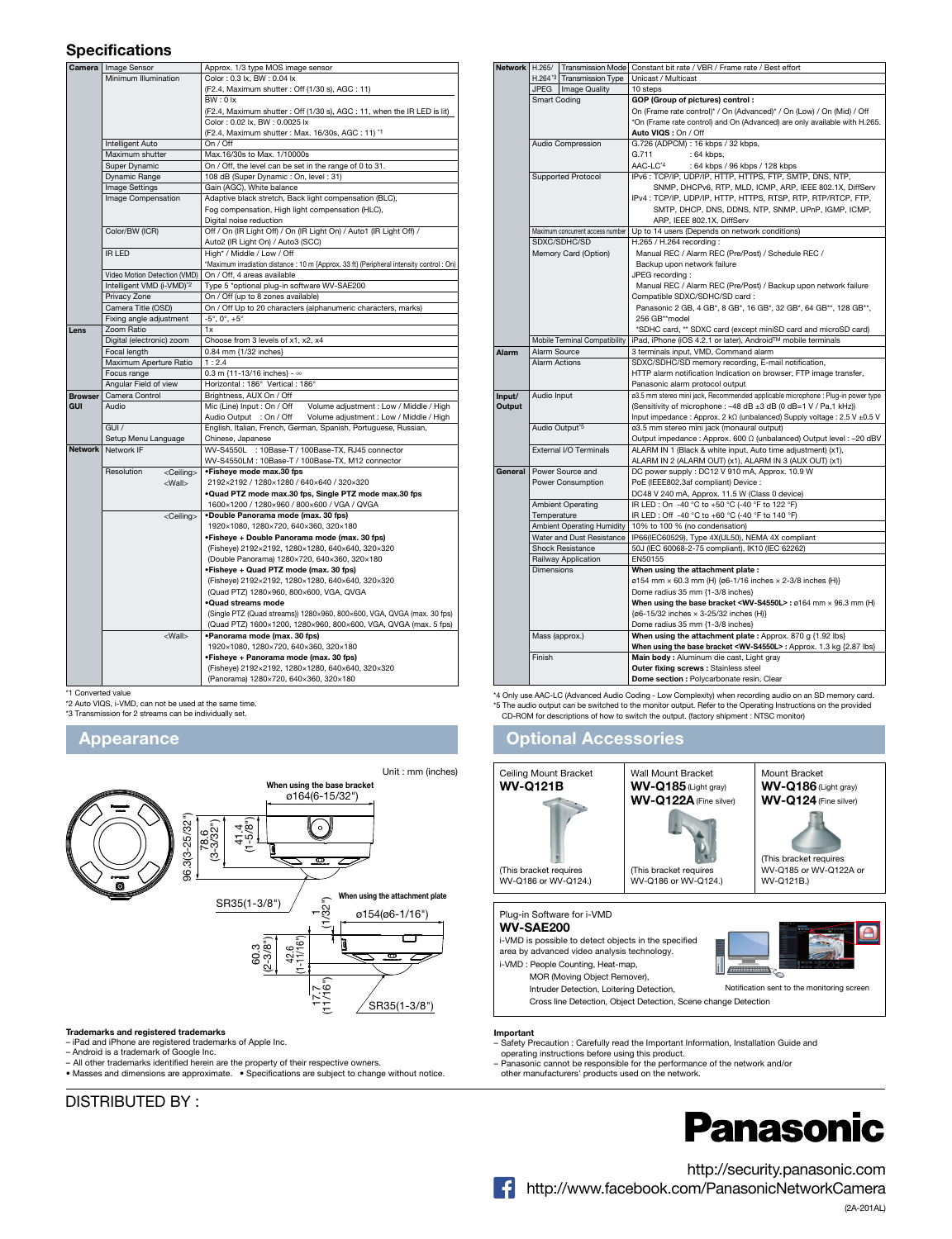## Specifications

| | | |
|---|---|---|
| Camera | Image Sensor | Approx. 1/3 type MOS image sensor |
| | Minimum Illumination | Color : 0.3 lx, BW : 0.04 lx<br>(F2.4, Maximum shutter : Off (1/30 s), AGC : 11)<br>BW : 0 lx<br>(F2.4, Maximum shutter : Off (1/30 s), AGC : 11, when the IR LED is lit)<br>Color : 0.02 lx, BW : 0.0025 lx<br>(F2.4, Maximum shutter : Max. 16/30s, AGC : 11) *1 |
| | Intelligent Auto | On / Off |
| | Maximum shutter | Max.16/30s to Max. 1/10000s |
| | Super Dynamic | On / Off, the level can be set in the range of 0 to 31. |
| | Dynamic Range | 108 dB (Super Dynamic : On, level : 31) |
| | Image Settings | Gain (AGC), White balance |
| | Image Compensation | Adaptive black stretch, Back light compensation (BLC),<br>Fog compensation, High light compensation (HLC),<br>Digital noise reduction |
| | Color/BW (ICR) | Off / On (IR Light Off) / On (IR Light On) / Auto1 (IR Light Off) /<br>Auto2 (IR Light On) / Auto3 (SCC) |
| | IR LED | High* / Middle / Low / Off<br>*Maximum irradiation distance : 10 m {Approx. 33 ft} (Peripheral intensity control : On) |
| | Video Motion Detection (VMD) | On / Off, 4 areas available |
| | Intelligent VMD (i-VMD)*2 | Type 5 *optional plug-in software WV-SAE200 |
| | Privacy Zone | On / Off (up to 8 zones available) |
| | Camera Title (OSD) | On / Off Up to 20 characters (alphanumeric characters, marks) |
| | Fixing angle adjustment | -5°, 0°, +5° |
| Lens | Zoom Ratio | 1x |
| | Digital (electronic) zoom | Choose from 3 levels of x1, x2, x4 |
| | Focal length | 0.84 mm {1/32 inches} |
| | Maximum Aperture Ratio | 1 : 2.4 |
| | Focus range | 0.3 m {11-13/16 inches} - ∞ |
| | Angular Field of view | Horizontal : 186° Vertical : 186° |
| Browser GUI | Camera Control | Brightness, AUX On / Off |
| | Audio | Mic (Line) Input : On / Off Volume adjustment : Low / Middle / High<br>Audio Output : On / Off Volume adjustment : Low / Middle / High |
| | GUI / Setup Menu Language | English, Italian, French, German, Spanish, Portuguese, Russian, Chinese, Japanese |
| Network | Network IF | WV-S4550L : 10Base-T / 100Base-TX, RJ45 connector<br>WV-S4550LM : 10Base-T / 100Base-TX, M12 connector |
| | Resolution <Ceiling> <Wall> | **•Fisheye mode max.30 fps**<br>2192×2192 / 1280×1280 / 640×640 / 320×320<br>**•Quad PTZ mode max.30 fps, Single PTZ mode max.30 fps**<br>1600×1200 / 1280×960 / 800×600 / VGA / QVGA |
| | <Ceiling> | **•Double Panorama mode (max. 30 fps)**<br>1920×1080, 1280×720, 640×360, 320×180<br>**•Fisheye + Double Panorama mode (max. 30 fps)**<br>(Fisheye) 2192×2192, 1280×1280, 640×640, 320×320<br>(Double Panorama) 1280×720, 640×360, 320×180<br>**•Fisheye + Quad PTZ mode (max. 30 fps)**<br>(Fisheye) 2192×2192, 1280×1280, 640×640, 320×320<br>(Quad PTZ) 1280×960, 800×600, VGA, QVGA<br>**•Quad streams mode**<br>(Single PTZ (Quad streams)) 1280×960, 800×600, VGA, QVGA (max. 30 fps)<br>(Quad PTZ) 1600×1200, 1280×960, 800×600, VGA, QVGA (max. 5 fps) |
| | <Wall> | **•Panorama mode (max. 30 fps)**<br>1920×1080, 1280×720, 640×360, 320×180<br>**•Fisheye + Panorama mode (max. 30 fps)**<br>(Fisheye) 2192×2192, 1280×1280, 640×640, 320×320<br>(Panorama) 1280×720, 640×360, 320×180 |

*1 Converted value
*2 Auto VIQS, i-VMD, can not be used at the same time.
*3 Transmission for 2 streams can be individually set.

| | | |
|---|---|---|
| Network | H.265/ H.264*3 Transmission Mode | Constant bit rate / VBR / Frame rate / Best effort |
| | H.265/ H.264*3 Transmission Type | Unicast / Multicast |
| | JPEG Image Quality | 10 steps |
| | Smart Coding | **GOP (Group of pictures) control :**<br>On (Frame rate control)* / On (Advanced)* / On (Low) / On (Mid) / Off<br>*On (Frame rate control) and On (Advanced) are only available with H.265.<br>**Auto VIQS :** On / Off |
| | Audio Compression | G.726 (ADPCM) : 16 kbps / 32 kbps,<br>G.711 : 64 kbps,<br>AAC-LC*4 : 64 kbps / 96 kbps / 128 kbps |
| | Supported Protocol | IPv6 : TCP/IP, UDP/IP, HTTP, HTTPS, FTP, SMTP, DNS, NTP, SNMP, DHCPv6, RTP, MLD, ICMP, ARP, IEEE 802.1X, DiffServ<br>IPv4 : TCP/IP, UDP/IP, HTTP, HTTPS, RTSP, RTP, RTP/RTCP, FTP, SMTP, DHCP, DNS, DDNS, NTP, SNMP, UPnP, IGMP, ICMP, ARP, IEEE 802.1X, DiffServ |
| | Maximum concurrent access number | Up to 14 users (Depends on network conditions) |
| | SDXC/SDHC/SD Memory Card (Option) | H.265 / H.264 recording :<br>Manual REC / Alarm REC (Pre/Post) / Schedule REC /<br>Backup upon network failure<br>JPEG recording :<br>Manual REC / Alarm REC (Pre/Post) / Backup upon network failure<br>Compatible SDXC/SDHC/SD card :<br>Panasonic 2 GB, 4 GB*, 8 GB*, 16 GB*, 32 GB*, 64 GB**, 128 GB**, 256 GB**model<br>*SDHC card, ** SDXC card (except miniSD card and microSD card) |
| | Mobile Terminal Compatibility | iPad, iPhone (iOS 4.2.1 or later), Android™ mobile terminals |
| Alarm | Alarm Source | 3 terminals input, VMD, Command alarm |
| | Alarm Actions | SDXC/SDHC/SD memory recording, E-mail notification,<br>HTTP alarm notification Indication on browser, FTP image transfer,<br>Panasonic alarm protocol output |
| Input/ Output | Audio Input | ø3.5 mm stereo mini jack, Recommended applicable microphone : Plug-in power type<br>(Sensitivity of microphone : –48 dB ±3 dB (0 dB=1 V / Pa,1 kHz))<br>Input impedance : Approx. 2 kΩ (unbalanced) Supply voltage : 2.5 V ±0.5 V |
| | Audio Output*5 | ø3.5 mm stereo mini jack (monaural output)<br>Output impedance : Approx. 600 Ω (unbalanced) Output level : –20 dBV |
| | External I/O Terminals | ALARM IN 1 (Black & white input, Auto time adjustment) (x1),<br>ALARM IN 2 (ALARM OUT) (x1), ALARM IN 3 (AUX OUT) (x1) |
| General | Power Source and Power Consumption | DC power supply : DC12 V 910 mA, Approx. 10.9 W<br>PoE (IEEE802.3af compliant) Device :<br>DC48 V 240 mA, Approx. 11.5 W (Class 0 device) |
| | Ambient Operating Temperature | IR LED : On -40 °C to +50 °C {-40 °F to 122 °F}<br>IR LED : Off -40 °C to +60 °C {-40 °F to 140 °F} |
| | Ambient Operating Humidity | 10% to 100 % (no condensation) |
| | Water and Dust Resistance | IP66(IEC60529), Type 4X(UL50), NEMA 4X compliant |
| | Shock Resistance | 50J (IEC 60068-2-75 compliant), IK10 (IEC 62262) |
| | Railway Application | EN50155 |
| | Dimensions | **When using the attachment plate :**<br>ø154 mm × 60.3 mm (H) {ø6-1/16 inches × 2-3/8 inches (H)}<br>Dome radius 35 mm {1-3/8 inches}<br>**When using the base bracket <WV-S4550L> :** ø164 mm × 96.3 mm (H) {ø6-15/32 inches × 3-25/32 inches (H)}<br>Dome radius 35 mm {1-3/8 inches} |
| | Mass (approx.) | **When using the attachment plate :** Approx. 870 g {1.92 lbs}<br>**When using the base bracket <WV-S4550L> :** Approx. 1.3 kg {2.87 lbs} |
| | Finish | **Main body :** Aluminum die cast, Light gray<br>**Outer fixing screws :** Stainless steel<br>**Dome section :** Polycarbonate resin, Clear |

*4 Only use AAC-LC (Advanced Audio Coding - Low Complexity) when recording audio on an SD memory card.
*5 The audio output can be switched to the monitor output. Refer to the Operating Instructions on the provided CD-ROM for descriptions of how to switch the output. (factory shipment : NTSC monitor)

## Appearance

Unit : mm (inches)

When using the base bracket
ø164(6-15/32")
96.3(3-25/32")
78.6 (3-3/32")
41.4 (1-5/8")
SR35(1-3/8")

When using the attachment plate
ø154(ø6-1/16")
1 (1/32")
60.3 (2-3/8")
42.6 (1-11/16")
17.7 (11/16")
SR35(1-3/8")

## Optional Accessories

| | | |
|---|---|---|
| Ceiling Mount Bracket<br>**WV-Q121B**<br>(This bracket requires WV-Q186 or WV-Q124.) | Wall Mount Bracket<br>**WV-Q185** (Light gray)<br>**WV-Q122A** (Fine silver)<br>(This bracket requires WV-Q186 or WV-Q124.) | Mount Bracket<br>**WV-Q186** (Light gray)<br>**WV-Q124** (Fine silver)<br>(This bracket requires WV-Q185 or WV-Q122A or WV-Q121B.) |

Plug-in Software for i-VMD
**WV-SAE200**
i-VMD is possible to detect objects in the specified area by advanced video analysis technology.
i-VMD : People Counting, Heat-map,
MOR (Moving Object Remover),
Intruder Detection, Loitering Detection,
Cross line Detection, Object Detection, Scene change Detection

Notification sent to the monitoring screen

**Trademarks and registered trademarks**
– iPad and iPhone are registered trademarks of Apple Inc.
– Android is a trademark of Google Inc.
– All other trademarks identified herein are the property of their respective owners.
• Masses and dimensions are approximate. • Specifications are subject to change without notice.

**Important**
– Safety Precaution : Carefully read the Important Information, Installation Guide and operating instructions before using this product.
– Panasonic cannot be responsible for the performance of the network and/or other manufacturers' products used on the network.

DISTRIBUTED BY :

**Panasonic**

http://security.panasonic.com
http://www.facebook.com/PanasonicNetworkCamera

(2A-201AL)